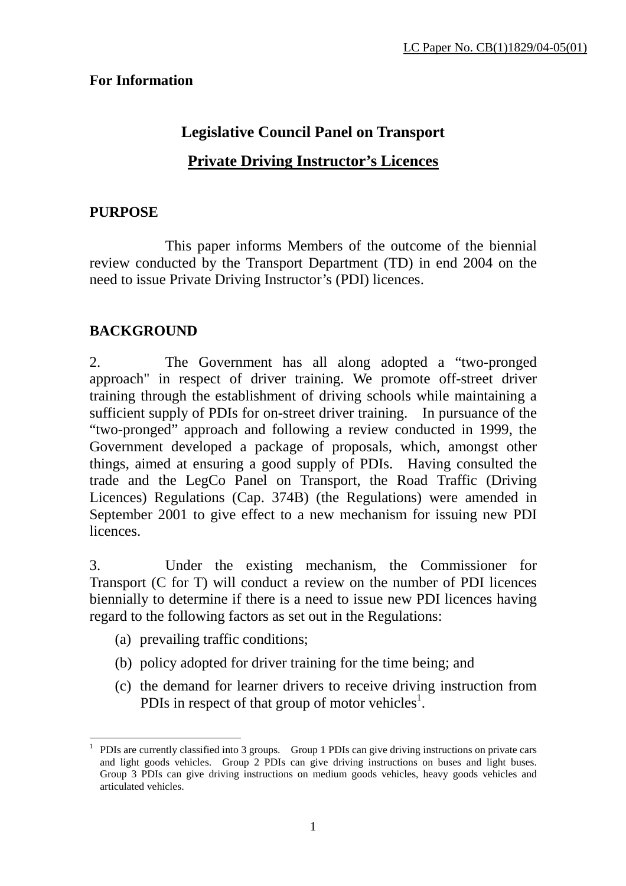LC Paper No. CB(1)1829/04-05(01)

**For Information**

## Legislative Council Panel on Transport

## Private Driving Instructor's Licences

### PURPOSE

This paper informs Members of the outcome of the biennial review conducted by the Transport Department (TD) in end 2004 on the need to issue Private Driving Instructor's (PDI) licences.

### BACKGROUND

2. The Government has all along adopted a "two-pronged approach" in respect of driver training. We promote off-street driver training through the establishment of driving schools while maintaining a sufficient supply of PDIs for on-street driver training. In pursuance of the "two-pronged" approach and following a review conducted in 1999, the Government developed a package of proposals, which, amongst other things, aimed at ensuring a good supply of PDIs. Having consulted the trade and the LegCo Panel on Transport, the Road Traffic (Driving Licences) Regulations (Cap. 374B) (the Regulations) were amended in September 2001 to give effect to a new mechanism for issuing new PDI licences.

3. Under the existing mechanism, the Commissioner for Transport (C for T) will conduct a review on the number of PDI licences biennially to determine if there is a need to issue new PDI licences having regard to the following factors as set out in the Regulations:

(a) prevailing traffic conditions;

(b) policy adopted for driver training for the time being; and

(c) the demand for learner drivers to receive driving instruction from PDIs in respect of that group of motor vehicles[1].

---

[1] PDIs are currently classified into 3 groups. Group 1 PDIs can give driving instructions on private cars and light goods vehicles. Group 2 PDIs can give driving instructions on buses and light buses. Group 3 PDIs can give driving instructions on medium goods vehicles, heavy goods vehicles and articulated vehicles.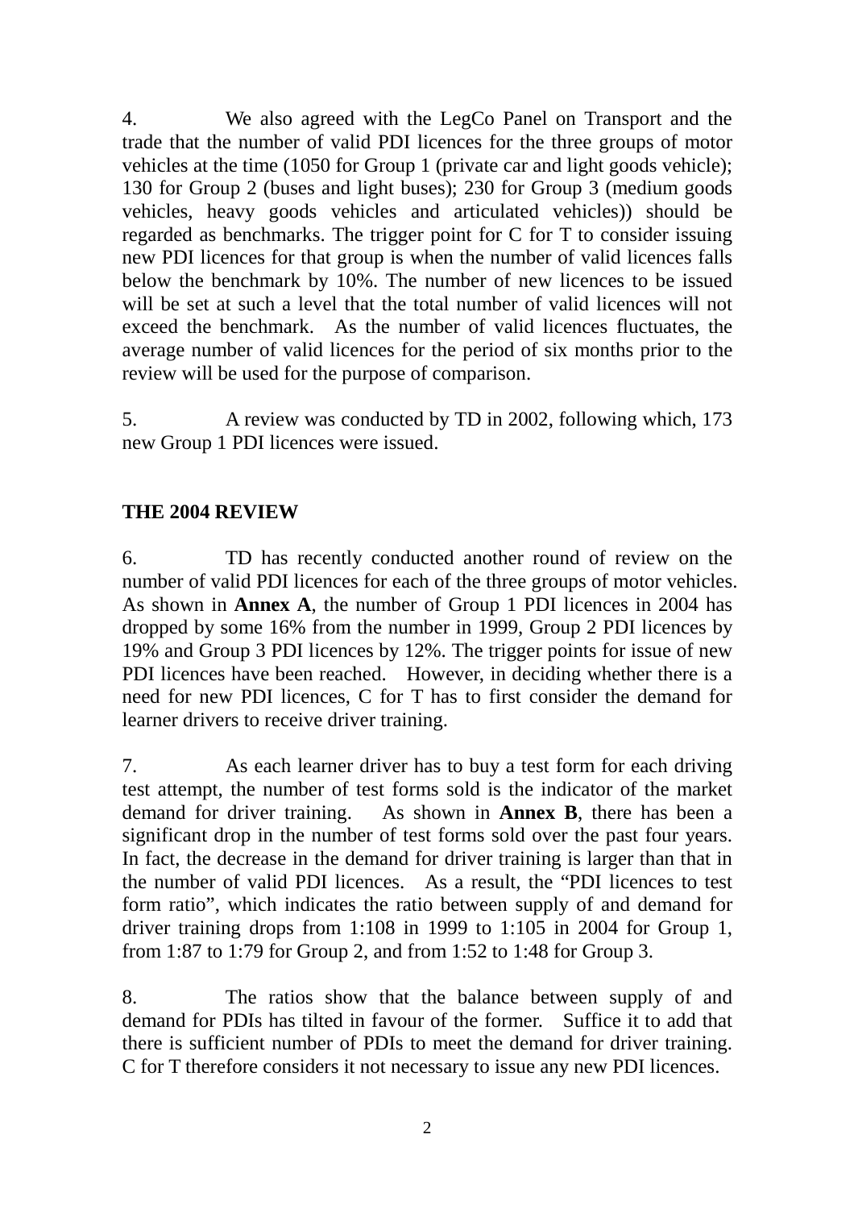4. We also agreed with the LegCo Panel on Transport and the trade that the number of valid PDI licences for the three groups of motor vehicles at the time (1050 for Group 1 (private car and light goods vehicle); 130 for Group 2 (buses and light buses); 230 for Group 3 (medium goods vehicles, heavy goods vehicles and articulated vehicles)) should be regarded as benchmarks. The trigger point for C for T to consider issuing new PDI licences for that group is when the number of valid licences falls below the benchmark by 10%. The number of new licences to be issued will be set at such a level that the total number of valid licences will not exceed the benchmark. As the number of valid licences fluctuates, the average number of valid licences for the period of six months prior to the review will be used for the purpose of comparison.

5. A review was conducted by TD in 2002, following which, 173 new Group 1 PDI licences were issued.

## THE 2004 REVIEW

6. TD has recently conducted another round of review on the number of valid PDI licences for each of the three groups of motor vehicles. As shown in **Annex A**, the number of Group 1 PDI licences in 2004 has dropped by some 16% from the number in 1999, Group 2 PDI licences by 19% and Group 3 PDI licences by 12%. The trigger points for issue of new PDI licences have been reached. However, in deciding whether there is a need for new PDI licences, C for T has to first consider the demand for learner drivers to receive driver training.

7. As each learner driver has to buy a test form for each driving test attempt, the number of test forms sold is the indicator of the market demand for driver training. As shown in **Annex B**, there has been a significant drop in the number of test forms sold over the past four years. In fact, the decrease in the demand for driver training is larger than that in the number of valid PDI licences. As a result, the "PDI licences to test form ratio", which indicates the ratio between supply of and demand for driver training drops from 1:108 in 1999 to 1:105 in 2004 for Group 1, from 1:87 to 1:79 for Group 2, and from 1:52 to 1:48 for Group 3.

8. The ratios show that the balance between supply of and demand for PDIs has tilted in favour of the former. Suffice it to add that there is sufficient number of PDIs to meet the demand for driver training. C for T therefore considers it not necessary to issue any new PDI licences.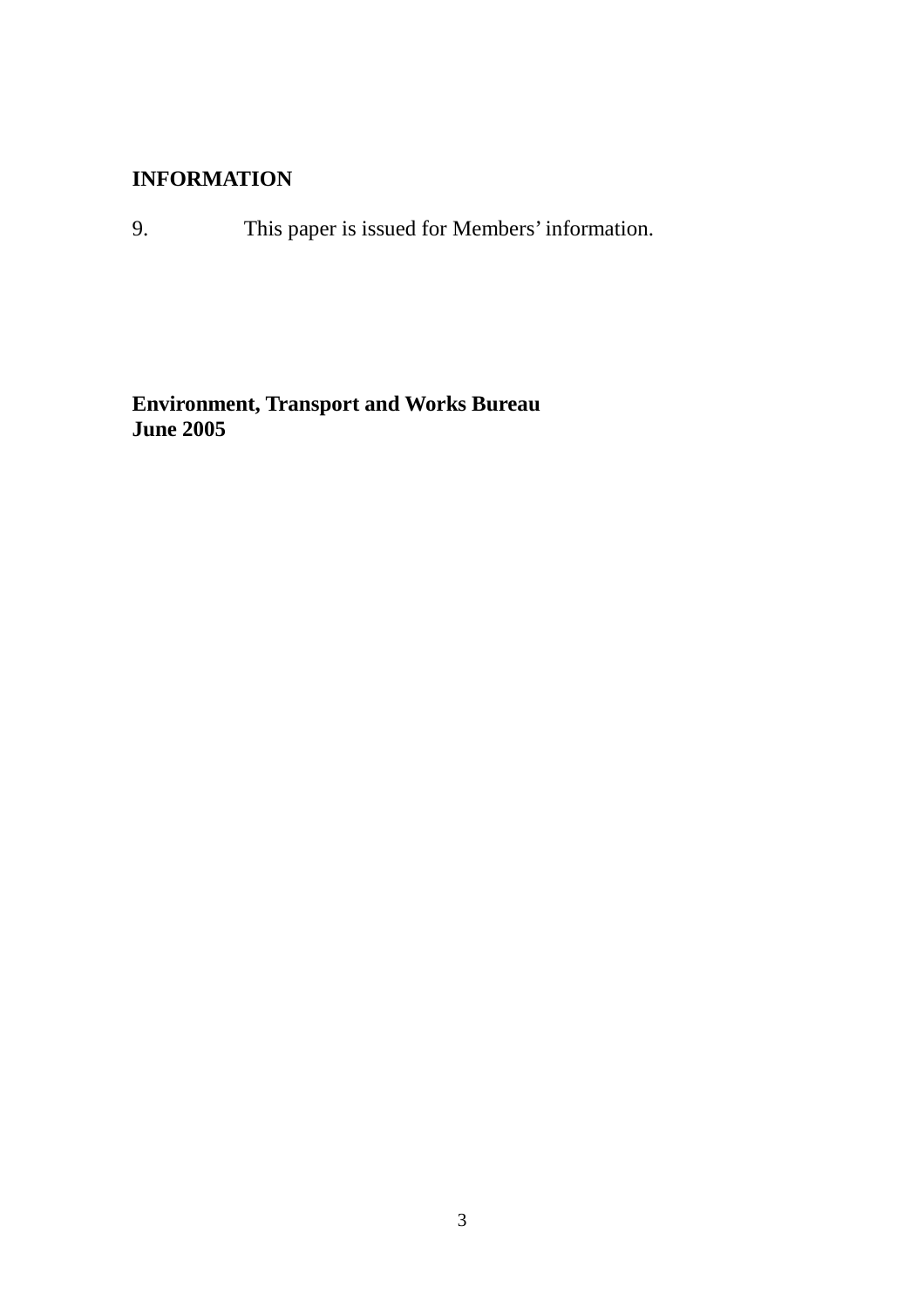**INFORMATION**

9. This paper is issued for Members' information.

**Environment, Transport and Works Bureau**
**June 2005**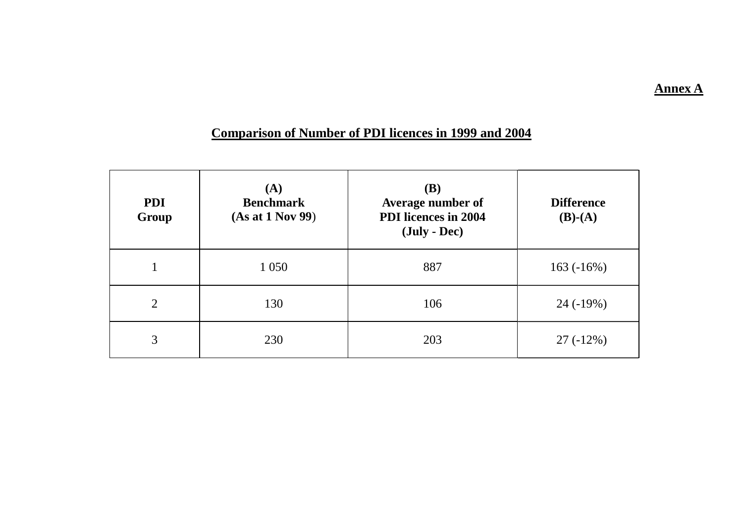**Annex A**

**Comparison of Number of PDI licences in 1999 and 2004**

| PDI Group | (A) Benchmark (As at 1 Nov 99) | (B) Average number of PDI licences in 2004 (July - Dec) | Difference (B)-(A) |
|---|---|---|---|
| 1 | 1 050 | 887 | 163 (-16%) |
| 2 | 130 | 106 | 24 (-19%) |
| 3 | 230 | 203 | 27 (-12%) |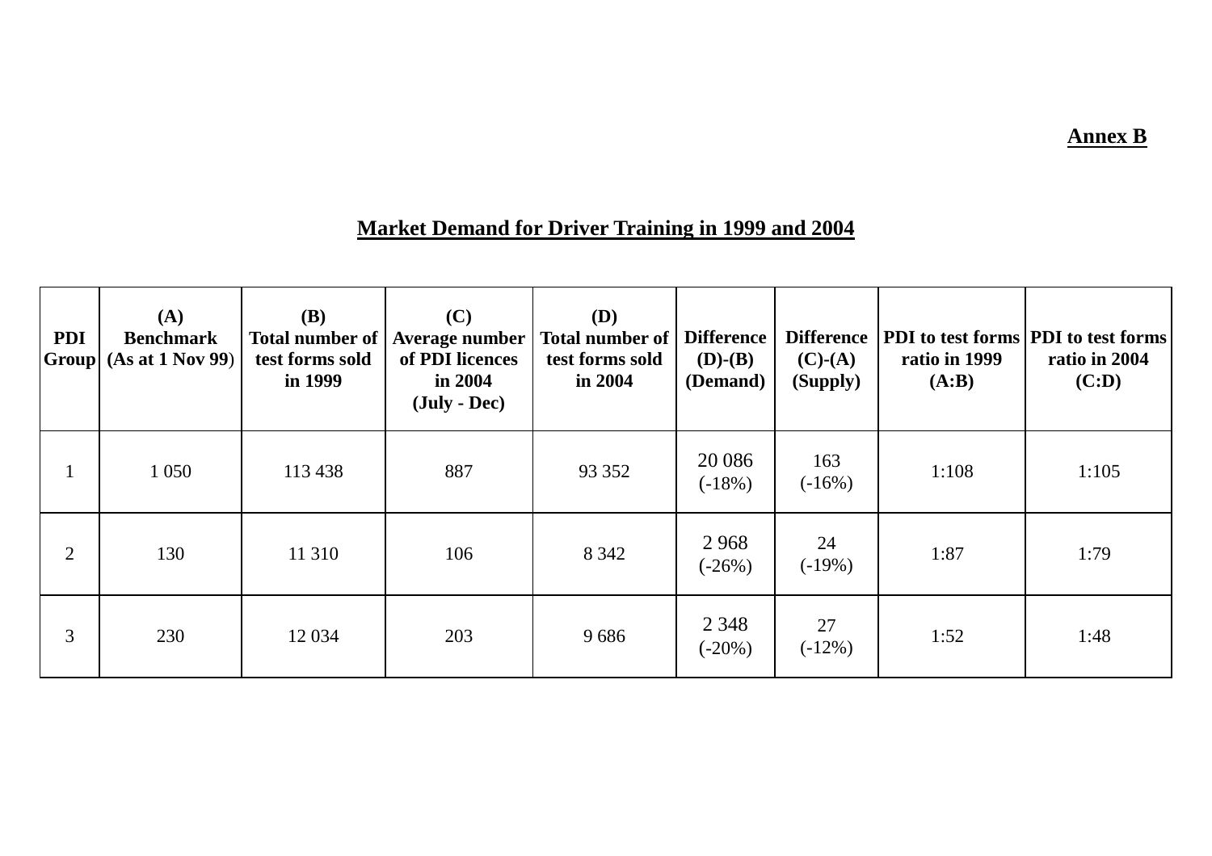**Annex B**

**Market Demand for Driver Training in 1999 and 2004**

| PDI Group | (A) Benchmark (As at 1 Nov 99) | (B) Total number of test forms sold in 1999 | (C) Average number of PDI licences in 2004 (July - Dec) | (D) Total number of test forms sold in 2004 | Difference (D)-(B) (Demand) | Difference (C)-(A) (Supply) | PDI to test forms ratio in 1999 (A:B) | PDI to test forms ratio in 2004 (C:D) |
|---|---|---|---|---|---|---|---|---|
| 1 | 1 050 | 113 438 | 887 | 93 352 | 20 086 (-18%) | 163 (-16%) | 1:108 | 1:105 |
| 2 | 130 | 11 310 | 106 | 8 342 | 2 968 (-26%) | 24 (-19%) | 1:87 | 1:79 |
| 3 | 230 | 12 034 | 203 | 9 686 | 2 348 (-20%) | 27 (-12%) | 1:52 | 1:48 |